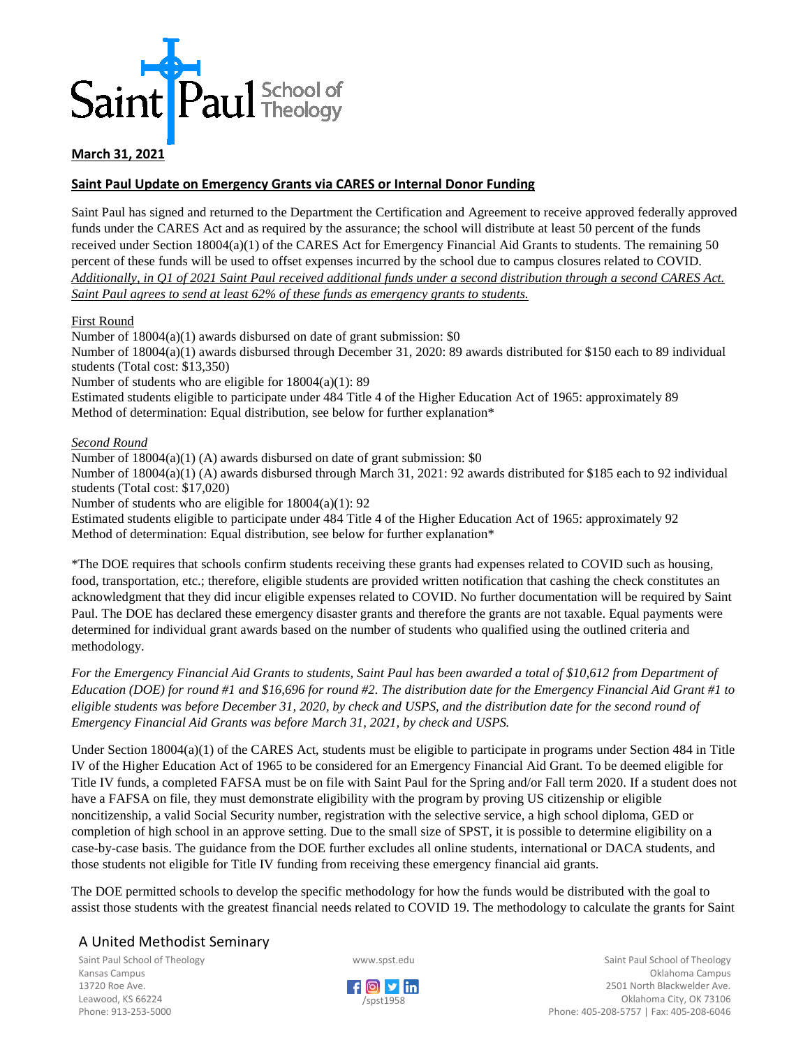**March 31, 2021**

**Saint Paul Update on Emergency Grants via CARES or Internal Donor Funding**

Saint Paul has signed and returned to the Department the Certification and Agreement to receive approved federally approved funds under the CARES Act and as required by the assurance; the school will distribute at least 50 percent of the funds received under Section 18004(a)(1) of the CARES Act for Emergency Financial Aid Grants to students. The remaining 50 percent of these funds will be used to offset expenses incurred by the school due to campus closures related to COVID. *Additionally, in Q1 of 2021 Saint Paul received additional funds under a second distribution through a second CARES Act. Saint Paul agrees to send at least 62% of these funds as emergency grants to students.*

First Round

Number of 18004(a)(1) awards disbursed on date of grant submission: $0
Number of 18004(a)(1) awards disbursed through December 31, 2020: 89 awards distributed for $150 each to 89 individual students (Total cost: $13,350)
Number of students who are eligible for 18004(a)(1): 89
Estimated students eligible to participate under 484 Title 4 of the Higher Education Act of 1965: approximately 89
Method of determination: Equal distribution, see below for further explanation*

*Second Round*

Number of 18004(a)(1) (A) awards disbursed on date of grant submission: $0
Number of 18004(a)(1) (A) awards disbursed through March 31, 2021: 92 awards distributed for $185 each to 92 individual students (Total cost: $17,020)
Number of students who are eligible for 18004(a)(1): 92
Estimated students eligible to participate under 484 Title 4 of the Higher Education Act of 1965: approximately 92
Method of determination: Equal distribution, see below for further explanation*

*The DOE requires that schools confirm students receiving these grants had expenses related to COVID such as housing, food, transportation, etc.; therefore, eligible students are provided written notification that cashing the check constitutes an acknowledgment that they did incur eligible expenses related to COVID. No further documentation will be required by Saint Paul. The DOE has declared these emergency disaster grants and therefore the grants are not taxable. Equal payments were determined for individual grant awards based on the number of students who qualified using the outlined criteria and methodology.

*For the Emergency Financial Aid Grants to students, Saint Paul has been awarded a total of $10,612 from Department of Education (DOE) for round #1 and $16,696 for round #2. The distribution date for the Emergency Financial Aid Grant #1 to eligible students was before December 31, 2020, by check and USPS, and the distribution date for the second round of Emergency Financial Aid Grants was before March 31, 2021, by check and USPS.*

Under Section 18004(a)(1) of the CARES Act, students must be eligible to participate in programs under Section 484 in Title IV of the Higher Education Act of 1965 to be considered for an Emergency Financial Aid Grant. To be deemed eligible for Title IV funds, a completed FAFSA must be on file with Saint Paul for the Spring and/or Fall term 2020. If a student does not have a FAFSA on file, they must demonstrate eligibility with the program by proving US citizenship or eligible noncitizenship, a valid Social Security number, registration with the selective service, a high school diploma, GED or completion of high school in an approve setting. Due to the small size of SPST, it is possible to determine eligibility on a case-by-case basis. The guidance from the DOE further excludes all online students, international or DACA students, and those students not eligible for Title IV funding from receiving these emergency financial aid grants.

The DOE permitted schools to develop the specific methodology for how the funds would be distributed with the goal to assist those students with the greatest financial needs related to COVID 19. The methodology to calculate the grants for Saint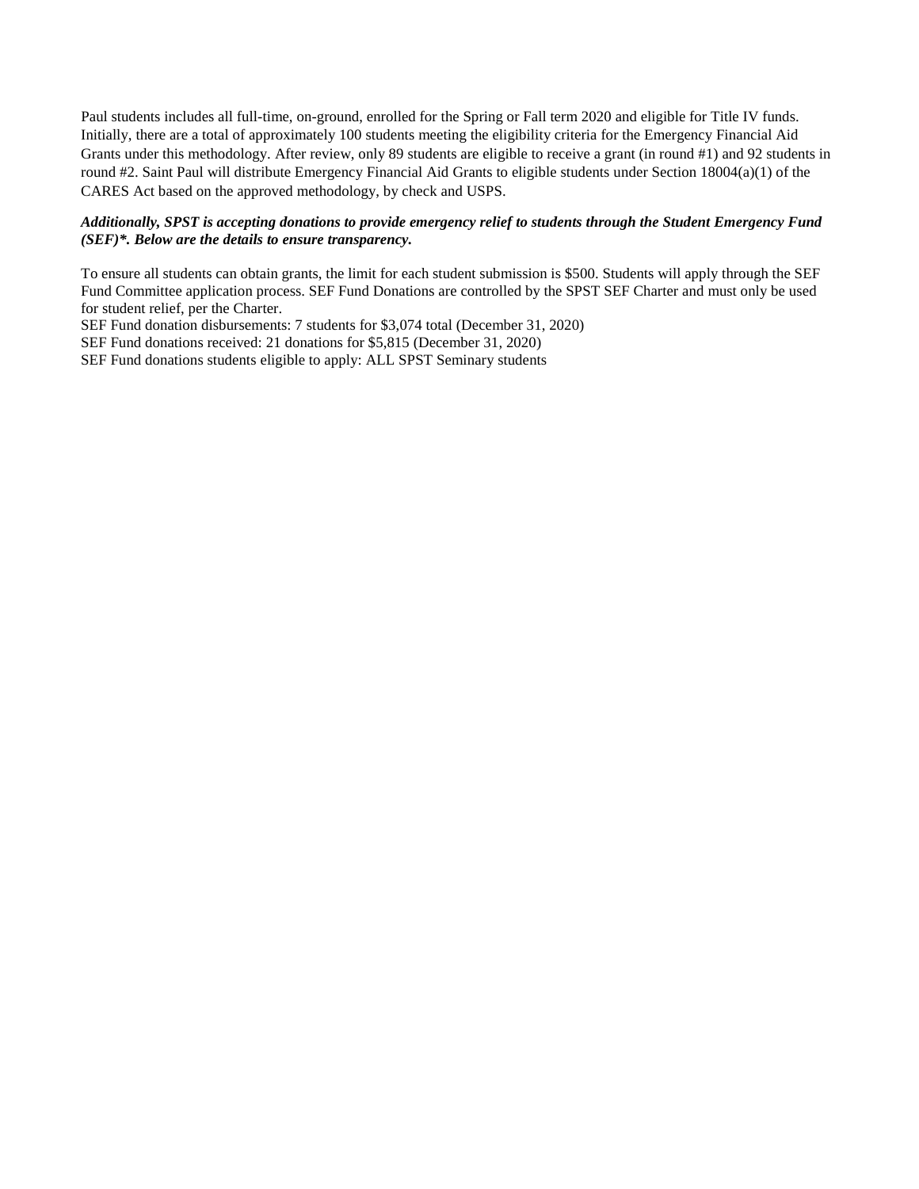Paul students includes all full-time, on-ground, enrolled for the Spring or Fall term 2020 and eligible for Title IV funds. Initially, there are a total of approximately 100 students meeting the eligibility criteria for the Emergency Financial Aid Grants under this methodology. After review, only 89 students are eligible to receive a grant (in round #1) and 92 students in round #2. Saint Paul will distribute Emergency Financial Aid Grants to eligible students under Section 18004(a)(1) of the CARES Act based on the approved methodology, by check and USPS.

***Additionally, SPST is accepting donations to provide emergency relief to students through the Student Emergency Fund (SEF)\*. Below are the details to ensure transparency.***

To ensure all students can obtain grants, the limit for each student submission is $500. Students will apply through the SEF Fund Committee application process. SEF Fund Donations are controlled by the SPST SEF Charter and must only be used for student relief, per the Charter.
SEF Fund donation disbursements: 7 students for $3,074 total (December 31, 2020)
SEF Fund donations received: 21 donations for $5,815 (December 31, 2020)
SEF Fund donations students eligible to apply: ALL SPST Seminary students